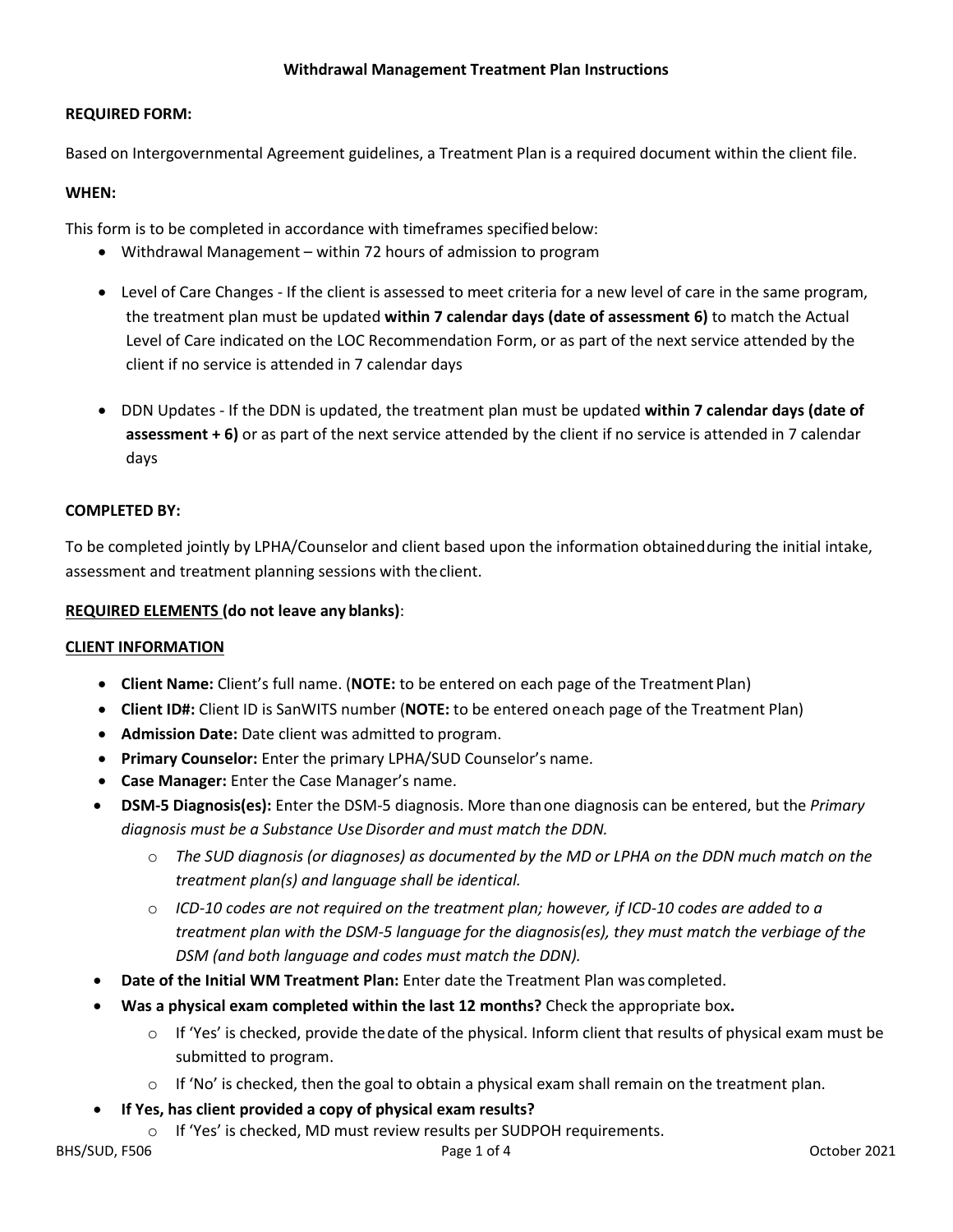# Withdrawal Management Treatment Plan Instructions

**REQUIRED FORM:**

Based on Intergovernmental Agreement guidelines, a Treatment Plan is a required document within the client file.

**WHEN:**

This form is to be completed in accordance with timeframes specified below:

- Withdrawal Management – within 72 hours of admission to program
- Level of Care Changes - If the client is assessed to meet criteria for a new level of care in the same program, the treatment plan must be updated **within 7 calendar days (date of assessment 6)** to match the Actual Level of Care indicated on the LOC Recommendation Form, or as part of the next service attended by the client if no service is attended in 7 calendar days
- DDN Updates - If the DDN is updated, the treatment plan must be updated **within 7 calendar days (date of assessment + 6)** or as part of the next service attended by the client if no service is attended in 7 calendar days

**COMPLETED BY:**

To be completed jointly by LPHA/Counselor and client based upon the information obtained during the initial intake, assessment and treatment planning sessions with the client.

**<u>REQUIRED ELEMENTS</u> (do not leave any blanks)**:

**<u>CLIENT INFORMATION</u>**

- **Client Name:** Client's full name. (**NOTE:** to be entered on each page of the Treatment Plan)
- **Client ID#:** Client ID is SanWITS number (**NOTE:** to be entered on each page of the Treatment Plan)
- **Admission Date:** Date client was admitted to program.
- **Primary Counselor:** Enter the primary LPHA/SUD Counselor's name.
- **Case Manager:** Enter the Case Manager's name.
- **DSM-5 Diagnosis(es):** Enter the DSM-5 diagnosis. More than one diagnosis can be entered, but the *Primary diagnosis must be a Substance Use Disorder and must match the DDN.*
  - *The SUD diagnosis (or diagnoses) as documented by the MD or LPHA on the DDN much match on the treatment plan(s) and language shall be identical.*
  - *ICD-10 codes are not required on the treatment plan; however, if ICD-10 codes are added to a treatment plan with the DSM-5 language for the diagnosis(es), they must match the verbiage of the DSM (and both language and codes must match the DDN).*
- **Date of the Initial WM Treatment Plan:** Enter date the Treatment Plan was completed.
- **Was a physical exam completed within the last 12 months?** Check the appropriate box**.**
  - If 'Yes' is checked, provide the date of the physical. Inform client that results of physical exam must be submitted to program.
  - If 'No' is checked, then the goal to obtain a physical exam shall remain on the treatment plan.
- **If Yes, has client provided a copy of physical exam results?**
  - If 'Yes' is checked, MD must review results per SUDPOH requirements.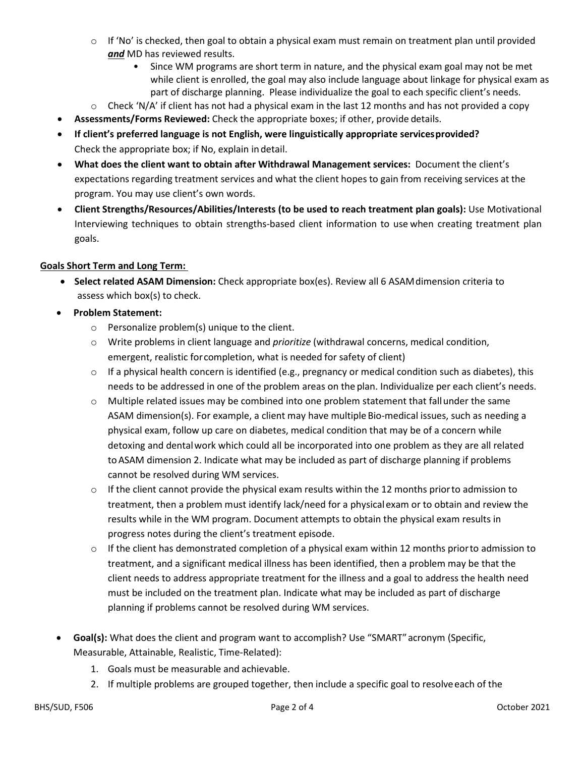- If 'No' is checked, then goal to obtain a physical exam must remain on treatment plan until provided ***and*** MD has reviewed results.
  - Since WM programs are short term in nature, and the physical exam goal may not be met while client is enrolled, the goal may also include language about linkage for physical exam as part of discharge planning. Please individualize the goal to each specific client's needs.
- Check 'N/A' if client has not had a physical exam in the last 12 months and has not provided a copy

- **Assessments/Forms Reviewed:** Check the appropriate boxes; if other, provide details.
- **If client's preferred language is not English, were linguistically appropriate services provided?** Check the appropriate box; if No, explain in detail.
- **What does the client want to obtain after Withdrawal Management services:** Document the client's expectations regarding treatment services and what the client hopes to gain from receiving services at the program. You may use client's own words.
- **Client Strengths/Resources/Abilities/Interests (to be used to reach treatment plan goals):** Use Motivational Interviewing techniques to obtain strengths-based client information to use when creating treatment plan goals.

**Goals Short Term and Long Term:**

- **Select related ASAM Dimension:** Check appropriate box(es). Review all 6 ASAM dimension criteria to assess which box(s) to check.
- **Problem Statement:**
  - Personalize problem(s) unique to the client.
  - Write problems in client language and *prioritize* (withdrawal concerns, medical condition, emergent, realistic for completion, what is needed for safety of client)
  - If a physical health concern is identified (e.g., pregnancy or medical condition such as diabetes), this needs to be addressed in one of the problem areas on the plan. Individualize per each client's needs.
  - Multiple related issues may be combined into one problem statement that fall under the same ASAM dimension(s). For example, a client may have multiple Bio-medical issues, such as needing a physical exam, follow up care on diabetes, medical condition that may be of a concern while detoxing and dental work which could all be incorporated into one problem as they are all related to ASAM dimension 2. Indicate what may be included as part of discharge planning if problems cannot be resolved during WM services.
  - If the client cannot provide the physical exam results within the 12 months prior to admission to treatment, then a problem must identify lack/need for a physical exam or to obtain and review the results while in the WM program. Document attempts to obtain the physical exam results in progress notes during the client's treatment episode.
  - If the client has demonstrated completion of a physical exam within 12 months prior to admission to treatment, and a significant medical illness has been identified, then a problem may be that the client needs to address appropriate treatment for the illness and a goal to address the health need must be included on the treatment plan. Indicate what may be included as part of discharge planning if problems cannot be resolved during WM services.

- **Goal(s):** What does the client and program want to accomplish? Use "SMART" acronym (Specific, Measurable, Attainable, Realistic, Time-Related):
  1. Goals must be measurable and achievable.
  2. If multiple problems are grouped together, then include a specific goal to resolve each of the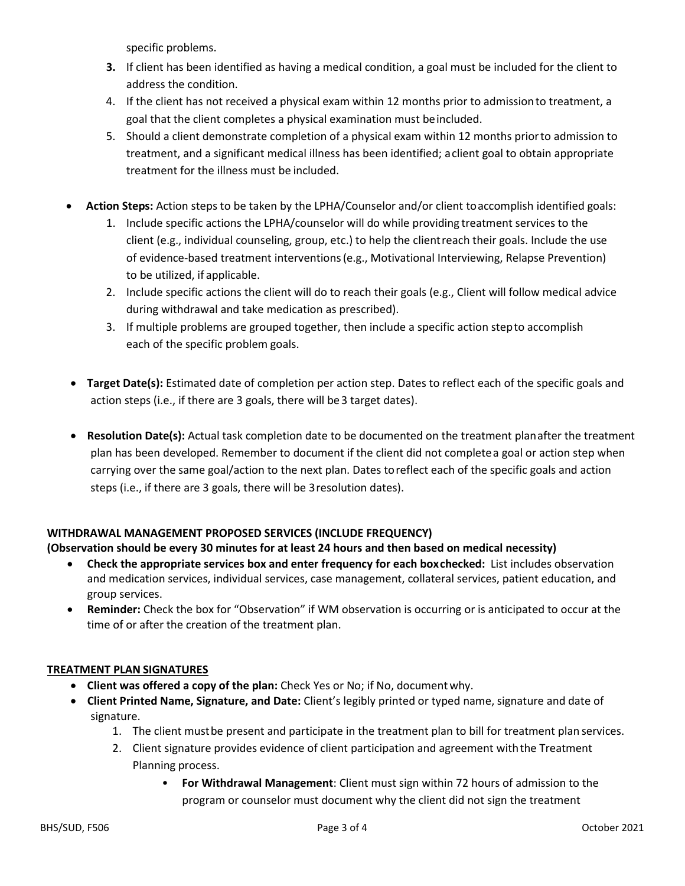specific problems.

3. If client has been identified as having a medical condition, a goal must be included for the client to address the condition.
4. If the client has not received a physical exam within 12 months prior to admission to treatment, a goal that the client completes a physical examination must be included.
5. Should a client demonstrate completion of a physical exam within 12 months prior to admission to treatment, and a significant medical illness has been identified; a client goal to obtain appropriate treatment for the illness must be included.

- **Action Steps:** Action steps to be taken by the LPHA/Counselor and/or client to accomplish identified goals:
  1. Include specific actions the LPHA/counselor will do while providing treatment services to the client (e.g., individual counseling, group, etc.) to help the client reach their goals. Include the use of evidence-based treatment interventions (e.g., Motivational Interviewing, Relapse Prevention) to be utilized, if applicable.
  2. Include specific actions the client will do to reach their goals (e.g., Client will follow medical advice during withdrawal and take medication as prescribed).
  3. If multiple problems are grouped together, then include a specific action step to accomplish each of the specific problem goals.

- **Target Date(s):** Estimated date of completion per action step. Dates to reflect each of the specific goals and action steps (i.e., if there are 3 goals, there will be 3 target dates).

- **Resolution Date(s):** Actual task completion date to be documented on the treatment plan after the treatment plan has been developed. Remember to document if the client did not complete a goal or action step when carrying over the same goal/action to the next plan. Dates to reflect each of the specific goals and action steps (i.e., if there are 3 goals, there will be 3 resolution dates).

**WITHDRAWAL MANAGEMENT PROPOSED SERVICES (INCLUDE FREQUENCY)**
**(Observation should be every 30 minutes for at least 24 hours and then based on medical necessity)**

- **Check the appropriate services box and enter frequency for each box checked:** List includes observation and medication services, individual services, case management, collateral services, patient education, and group services.
- **Reminder:** Check the box for "Observation" if WM observation is occurring or is anticipated to occur at the time of or after the creation of the treatment plan.

**TREATMENT PLAN SIGNATURES**

- **Client was offered a copy of the plan:** Check Yes or No; if No, document why.
- **Client Printed Name, Signature, and Date:** Client's legibly printed or typed name, signature and date of signature.
  1. The client must be present and participate in the treatment plan to bill for treatment plan services.
  2. Client signature provides evidence of client participation and agreement with the Treatment Planning process.
     - **For Withdrawal Management**: Client must sign within 72 hours of admission to the program or counselor must document why the client did not sign the treatment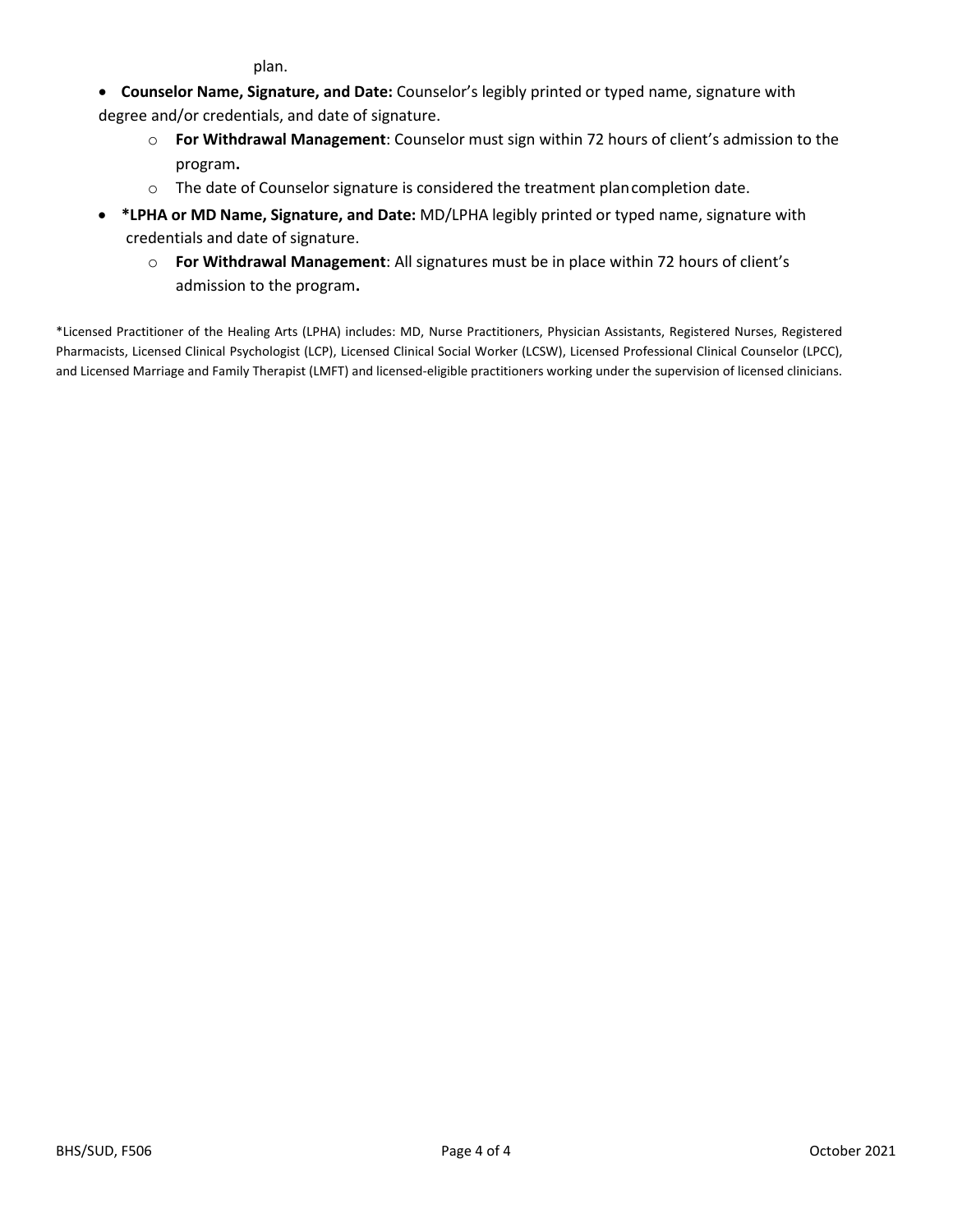plan.

- **Counselor Name, Signature, and Date:** Counselor's legibly printed or typed name, signature with degree and/or credentials, and date of signature.
    - **For Withdrawal Management**: Counselor must sign within 72 hours of client's admission to the program**.**
    - The date of Counselor signature is considered the treatment plan completion date.
- **\*LPHA or MD Name, Signature, and Date:** MD/LPHA legibly printed or typed name, signature with credentials and date of signature.
    - **For Withdrawal Management**: All signatures must be in place within 72 hours of client's admission to the program**.**

*Licensed Practitioner of the Healing Arts (LPHA) includes: MD, Nurse Practitioners, Physician Assistants, Registered Nurses, Registered Pharmacists, Licensed Clinical Psychologist (LCP), Licensed Clinical Social Worker (LCSW), Licensed Professional Clinical Counselor (LPCC), and Licensed Marriage and Family Therapist (LMFT) and licensed-eligible practitioners working under the supervision of licensed clinicians.